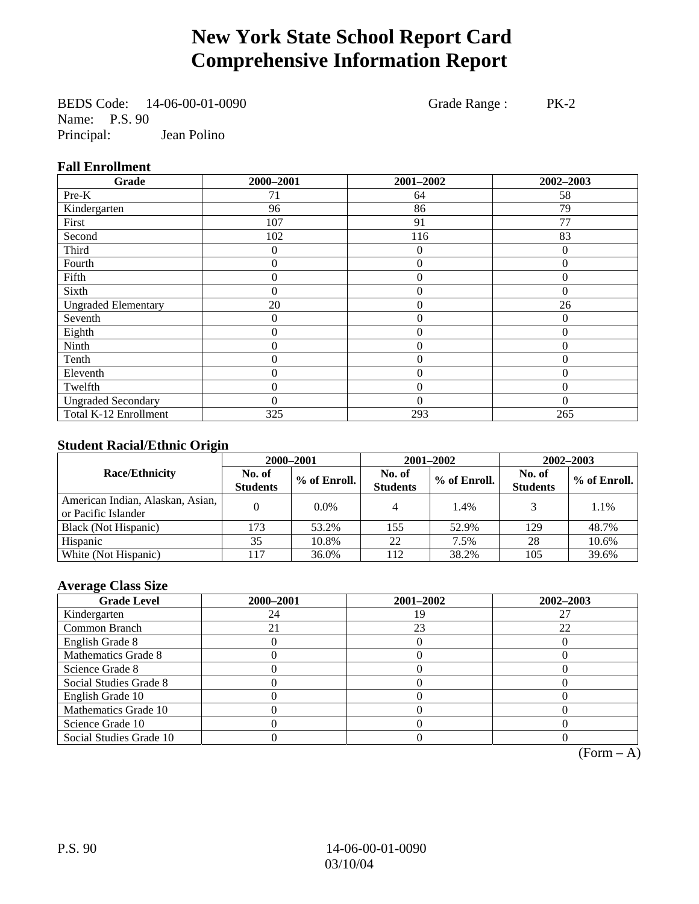# New York State School Report Card
# Comprehensive Information Report

BEDS Code: 14-06-00-01-0090  Grade Range : PK-2
Name: P.S. 90
Principal: Jean Polino

### Fall Enrollment

| Grade | 2000–2001 | 2001–2002 | 2002–2003 |
|---|---|---|---|
| Pre-K | 71 | 64 | 58 |
| Kindergarten | 96 | 86 | 79 |
| First | 107 | 91 | 77 |
| Second | 102 | 116 | 83 |
| Third | 0 | 0 | 0 |
| Fourth | 0 | 0 | 0 |
| Fifth | 0 | 0 | 0 |
| Sixth | 0 | 0 | 0 |
| Ungraded Elementary | 20 | 0 | 26 |
| Seventh | 0 | 0 | 0 |
| Eighth | 0 | 0 | 0 |
| Ninth | 0 | 0 | 0 |
| Tenth | 0 | 0 | 0 |
| Eleventh | 0 | 0 | 0 |
| Twelfth | 0 | 0 | 0 |
| Ungraded Secondary | 0 | 0 | 0 |
| Total K-12 Enrollment | 325 | 293 | 265 |

### Student Racial/Ethnic Origin

| Race/Ethnicity | 2000–2001 | | 2001–2002 | | 2002–2003 | |
|---|---|---|---|---|---|---|
| | No. of Students | % of Enroll. | No. of Students | % of Enroll. | No. of Students | % of Enroll. |
| American Indian, Alaskan, Asian, or Pacific Islander | 0 | 0.0% | 4 | 1.4% | 3 | 1.1% |
| Black (Not Hispanic) | 173 | 53.2% | 155 | 52.9% | 129 | 48.7% |
| Hispanic | 35 | 10.8% | 22 | 7.5% | 28 | 10.6% |
| White (Not Hispanic) | 117 | 36.0% | 112 | 38.2% | 105 | 39.6% |

### Average Class Size

| Grade Level | 2000–2001 | 2001–2002 | 2002–2003 |
|---|---|---|---|
| Kindergarten | 24 | 19 | 27 |
| Common Branch | 21 | 23 | 22 |
| English Grade 8 | 0 | 0 | 0 |
| Mathematics Grade 8 | 0 | 0 | 0 |
| Science Grade 8 | 0 | 0 | 0 |
| Social Studies Grade 8 | 0 | 0 | 0 |
| English Grade 10 | 0 | 0 | 0 |
| Mathematics Grade 10 | 0 | 0 | 0 |
| Science Grade 10 | 0 | 0 | 0 |
| Social Studies Grade 10 | 0 | 0 | 0 |

(Form – A)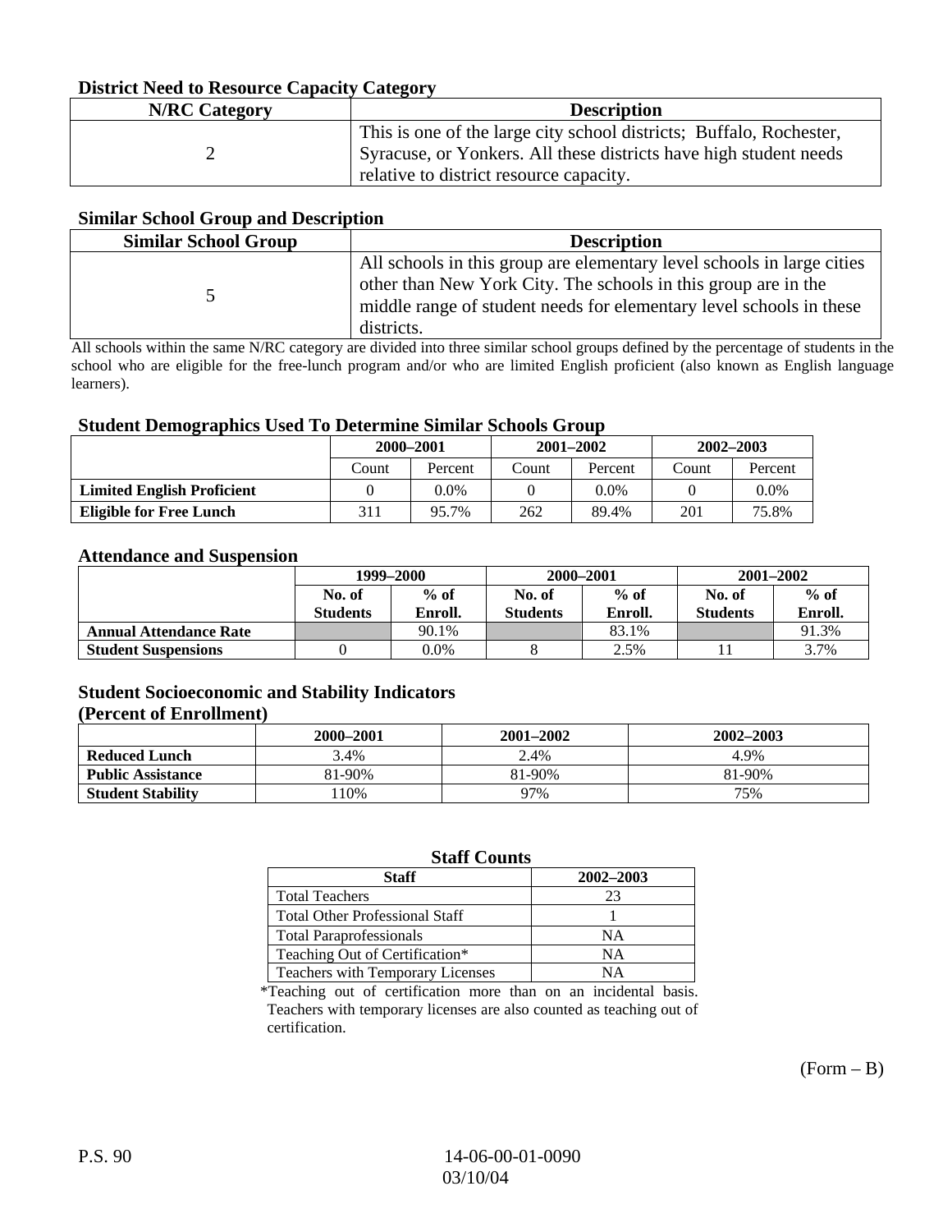### District Need to Resource Capacity Category

| N/RC Category | Description |
| --- | --- |
| 2 | This is one of the large city school districts; Buffalo, Rochester, Syracuse, or Yonkers. All these districts have high student needs relative to district resource capacity. |

### Similar School Group and Description

| Similar School Group | Description |
| --- | --- |
| 5 | All schools in this group are elementary level schools in large cities other than New York City. The schools in this group are in the middle range of student needs for elementary level schools in these districts. |

All schools within the same N/RC category are divided into three similar school groups defined by the percentage of students in the school who are eligible for the free-lunch program and/or who are limited English proficient (also known as English language learners).

### Student Demographics Used To Determine Similar Schools Group

| | 2000–2001 | | 2001–2002 | | 2002–2003 | |
| --- | --- | --- | --- | --- | --- | --- |
| | Count | Percent | Count | Percent | Count | Percent |
| **Limited English Proficient** | 0 | 0.0% | 0 | 0.0% | 0 | 0.0% |
| **Eligible for Free Lunch** | 311 | 95.7% | 262 | 89.4% | 201 | 75.8% |

### Attendance and Suspension

| | 1999–2000 | | 2000–2001 | | 2001–2002 | |
| --- | --- | --- | --- | --- | --- | --- |
| | No. of Students | % of Enroll. | No. of Students | % of Enroll. | No. of Students | % of Enroll. |
| **Annual Attendance Rate** | | 90.1% | | 83.1% | | 91.3% |
| **Student Suspensions** | 0 | 0.0% | 8 | 2.5% | 11 | 3.7% |

### Student Socioeconomic and Stability Indicators (Percent of Enrollment)

| | 2000–2001 | 2001–2002 | 2002–2003 |
| --- | --- | --- | --- |
| **Reduced Lunch** | 3.4% | 2.4% | 4.9% |
| **Public Assistance** | 81-90% | 81-90% | 81-90% |
| **Student Stability** | 110% | 97% | 75% |

### Staff Counts

| Staff | 2002–2003 |
| --- | --- |
| Total Teachers | 23 |
| Total Other Professional Staff | 1 |
| Total Paraprofessionals | NA |
| Teaching Out of Certification* | NA |
| Teachers with Temporary Licenses | NA |

*Teaching out of certification more than on an incidental basis. Teachers with temporary licenses are also counted as teaching out of certification.

(Form – B)

P.S. 90

14-06-00-01-0090
03/10/04